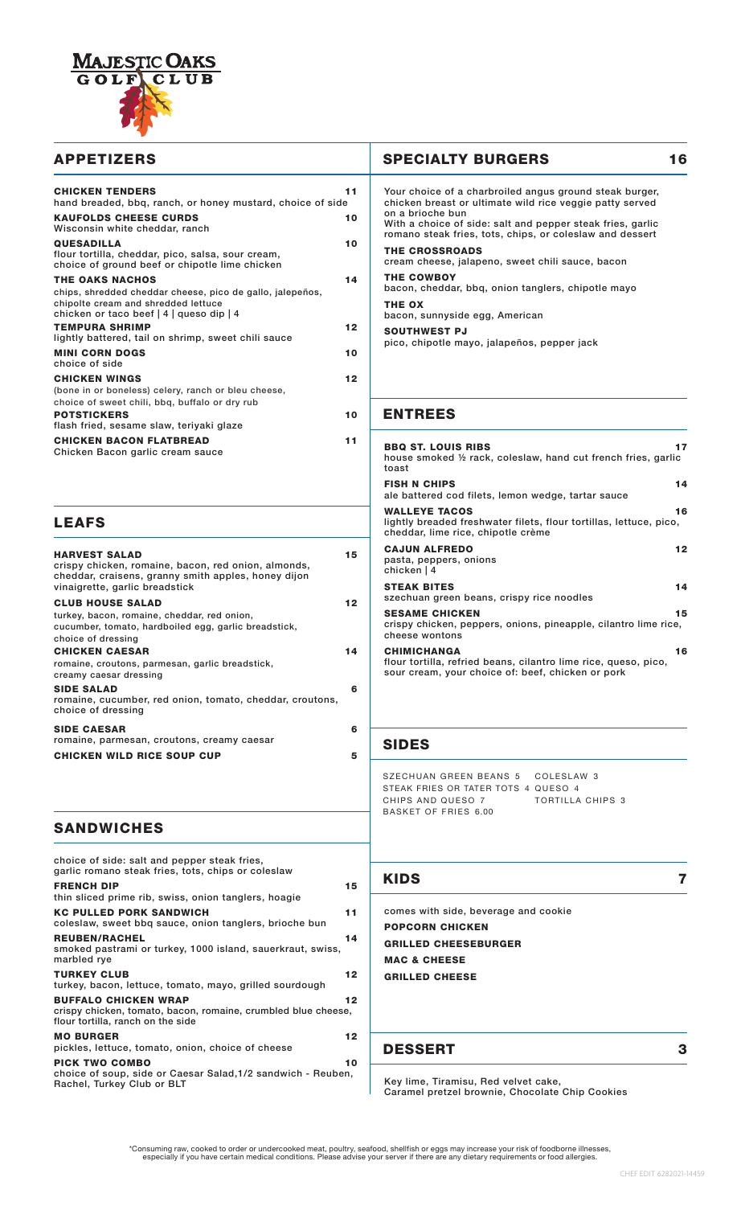# Majestic Oaks Golf Club

## APPETIZERS

**CHICKEN TENDERS** 11
hand breaded, bbq, ranch, or honey mustard, choice of side

**KAUFOLDS CHEESE CURDS** 10
Wisconsin white cheddar, ranch

**QUESADILLA** 10
flour tortilla, cheddar, pico, salsa, sour cream, choice of ground beef or chipotle lime chicken

**THE OAKS NACHOS** 14
chips, shredded cheddar cheese, pico de gallo, jalepeños, chipolte cream and shredded lettuce
chicken or taco beef | 4 | queso dip | 4

**TEMPURA SHRIMP** 12
lightly battered, tail on shrimp, sweet chili sauce

**MINI CORN DOGS** 10
choice of side

**CHICKEN WINGS** 12
(bone in or boneless) celery, ranch or bleu cheese, choice of sweet chili, bbq, buffalo or dry rub

**POTSTICKERS** 10
flash fried, sesame slaw, teriyaki glaze

**CHICKEN BACON FLATBREAD** 11
Chicken Bacon garlic cream sauce

## LEAFS

**HARVEST SALAD** 15
crispy chicken, romaine, bacon, red onion, almonds, cheddar, craisens, granny smith apples, honey dijon vinaigrette, garlic breadstick

**CLUB HOUSE SALAD** 12
turkey, bacon, romaine, cheddar, red onion, cucumber, tomato, hardboiled egg, garlic breadstick, choice of dressing

**CHICKEN CAESAR** 14
romaine, croutons, parmesan, garlic breadstick, creamy caesar dressing

**SIDE SALAD** 6
romaine, cucumber, red onion, tomato, cheddar, croutons, choice of dressing

**SIDE CAESAR** 6
romaine, parmesan, croutons, creamy caesar

**CHICKEN WILD RICE SOUP CUP** 5

## SANDWICHES

choice of side: salt and pepper steak fries, garlic romano steak fries, tots, chips or coleslaw

**FRENCH DIP** 15
thin sliced prime rib, swiss, onion tanglers, hoagie

**KC PULLED PORK SANDWICH** 11
coleslaw, sweet bbq sauce, onion tanglers, brioche bun

**REUBEN/RACHEL** 14
smoked pastrami or turkey, 1000 island, sauerkraut, swiss, marbled rye

**TURKEY CLUB** 12
turkey, bacon, lettuce, tomato, mayo, grilled sourdough

**BUFFALO CHICKEN WRAP** 12
crispy chicken, tomato, bacon, romaine, crumbled blue cheese, flour tortilla, ranch on the side

**MO BURGER** 12
pickles, lettuce, tomato, onion, choice of cheese

**PICK TWO COMBO** 10
choice of soup, side or Caesar Salad,1/2 sandwich - Reuben, Rachel, Turkey Club or BLT

## SPECIALTY BURGERS 16

Your choice of a charbroiled angus ground steak burger, chicken breast or ultimate wild rice veggie patty served on a brioche bun
With a choice of side: salt and pepper steak fries, garlic romano steak fries, tots, chips, or coleslaw and dessert

**THE CROSSROADS**
cream cheese, jalapeno, sweet chili sauce, bacon

**THE COWBOY**
bacon, cheddar, bbq, onion tanglers, chipotle mayo

**THE OX**
bacon, sunnyside egg, American

**SOUTHWEST PJ**
pico, chipotle mayo, jalapeños, pepper jack

## ENTREES

**BBQ ST. LOUIS RIBS** 17
house smoked ½ rack, coleslaw, hand cut french fries, garlic toast

**FISH N CHIPS** 14
ale battered cod filets, lemon wedge, tartar sauce

**WALLEYE TACOS** 16
lightly breaded freshwater filets, flour tortillas, lettuce, pico, cheddar, lime rice, chipotle crème

**CAJUN ALFREDO** 12
pasta, peppers, onions
chicken | 4

**STEAK BITES** 14
szechuan green beans, crispy rice noodles

**SESAME CHICKEN** 15
crispy chicken, peppers, onions, pineapple, cilantro lime rice, cheese wontons

**CHIMICHANGA** 16
flour tortilla, refried beans, cilantro lime rice, queso, pico, sour cream, your choice of: beef, chicken or pork

## SIDES

SZECHUAN GREEN BEANS 5 COLESLAW 3
STEAK FRIES OR TATER TOTS 4 QUESO 4
CHIPS AND QUESO 7 TORTILLA CHIPS 3
BASKET OF FRIES 6.00

## KIDS 7

comes with side, beverage and cookie

**POPCORN CHICKEN**

**GRILLED CHEESEBURGER**

**MAC & CHEESE**

**GRILLED CHEESE**

## DESSERT 3

Key lime, Tiramisu, Red velvet cake, Caramel pretzel brownie, Chocolate Chip Cookies

*Consuming raw, cooked to order or undercooked meat, poultry, seafood, shellfish or eggs may increase your risk of foodborne illnesses, especially if you have certain medical conditions. Please advise your server if there are any dietary requirements or food allergies.

CHEF EDIT 6282021-14459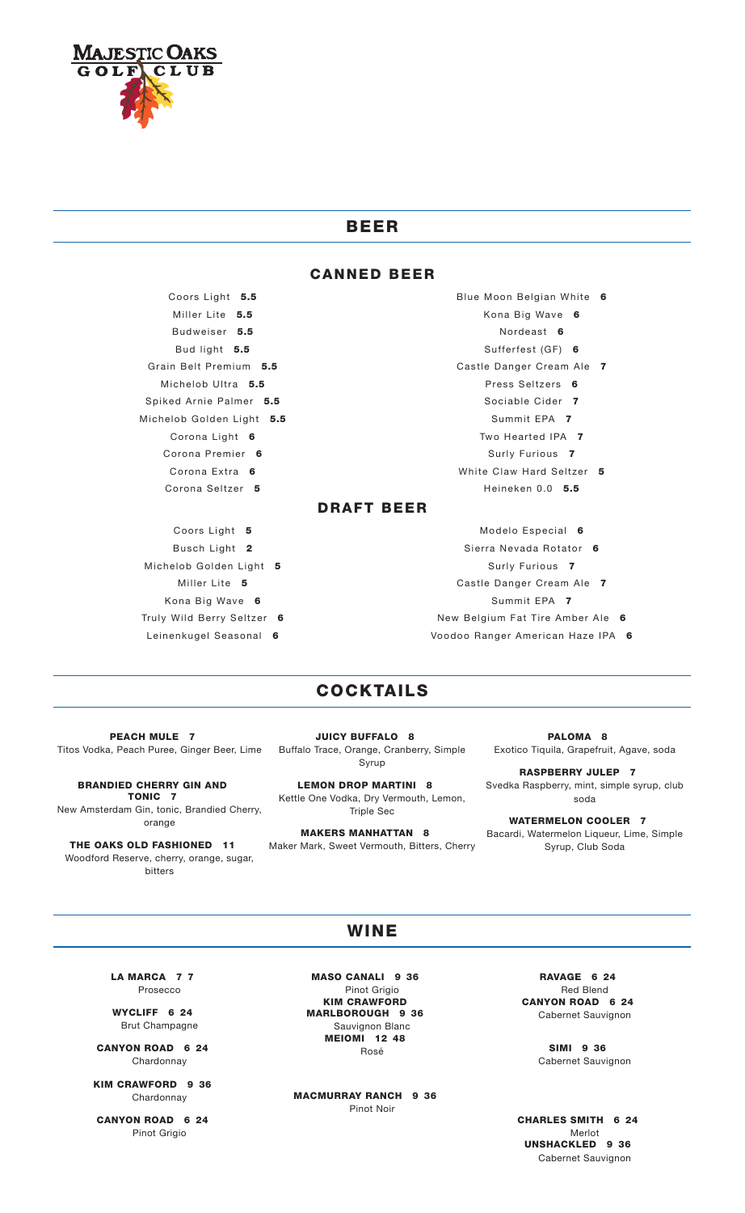MAJESTIC OAKS GOLF CLUB

# BEER

## CANNED BEER

Coors Light **5.5**
Miller Lite **5.5**
Budweiser **5.5**
Bud light **5.5**
Grain Belt Premium **5.5**
Michelob Ultra **5.5**
Spiked Arnie Palmer **5.5**
Michelob Golden Light **5.5**
Corona Light **6**
Corona Premier **6**
Corona Extra **6**
Corona Seltzer **5**

Blue Moon Belgian White **6**
Kona Big Wave **6**
Nordeast **6**
Sufferfest (GF) **6**
Castle Danger Cream Ale **7**
Press Seltzers **6**
Sociable Cider **7**
Summit EPA **7**
Two Hearted IPA **7**
Surly Furious **7**
White Claw Hard Seltzer **5**
Heineken 0.0 **5.5**

## DRAFT BEER

Coors Light **5**
Busch Light **2**
Michelob Golden Light **5**
Miller Lite **5**
Kona Big Wave **6**
Truly Wild Berry Seltzer **6**
Leinenkugel Seasonal **6**

Modelo Especial **6**
Sierra Nevada Rotator **6**
Surly Furious **7**
Castle Danger Cream Ale **7**
Summit EPA **7**
New Belgium Fat Tire Amber Ale **6**
Voodoo Ranger American Haze IPA **6**

# COCKTAILS

**PEACH MULE 7**
Titos Vodka, Peach Puree, Ginger Beer, Lime

**BRANDIED CHERRY GIN AND TONIC 7**
New Amsterdam Gin, tonic, Brandied Cherry, orange

**THE OAKS OLD FASHIONED 11**
Woodford Reserve, cherry, orange, sugar, bitters

**JUICY BUFFALO 8**
Buffalo Trace, Orange, Cranberry, Simple Syrup

**LEMON DROP MARTINI 8**
Kettle One Vodka, Dry Vermouth, Lemon, Triple Sec

**MAKERS MANHATTAN 8**
Maker Mark, Sweet Vermouth, Bitters, Cherry

**PALOMA 8**
Exotico Tiquila, Grapefruit, Agave, soda

**RASPBERRY JULEP 7**
Svedka Raspberry, mint, simple syrup, club soda

**WATERMELON COOLER 7**
Bacardi, Watermelon Liqueur, Lime, Simple Syrup, Club Soda

# WINE

**LA MARCA 7 7**
Prosecco

**WYCLIFF 6 24**
Brut Champagne

**CANYON ROAD 6 24**
Chardonnay

**KIM CRAWFORD 9 36**
Chardonnay

**CANYON ROAD 6 24**
Pinot Grigio

**MASO CANALI 9 36**
Pinot Grigio

**KIM CRAWFORD MARLBOROUGH 9 36**
Sauvignon Blanc

**MEIOMI 12 48**
Rosé

**MACMURRAY RANCH 9 36**
Pinot Noir

**RAVAGE 6 24**
Red Blend

**CANYON ROAD 6 24**
Cabernet Sauvignon

**SIMI 9 36**
Cabernet Sauvignon

**CHARLES SMITH 6 24**
Merlot

**UNSHACKLED 9 36**
Cabernet Sauvignon